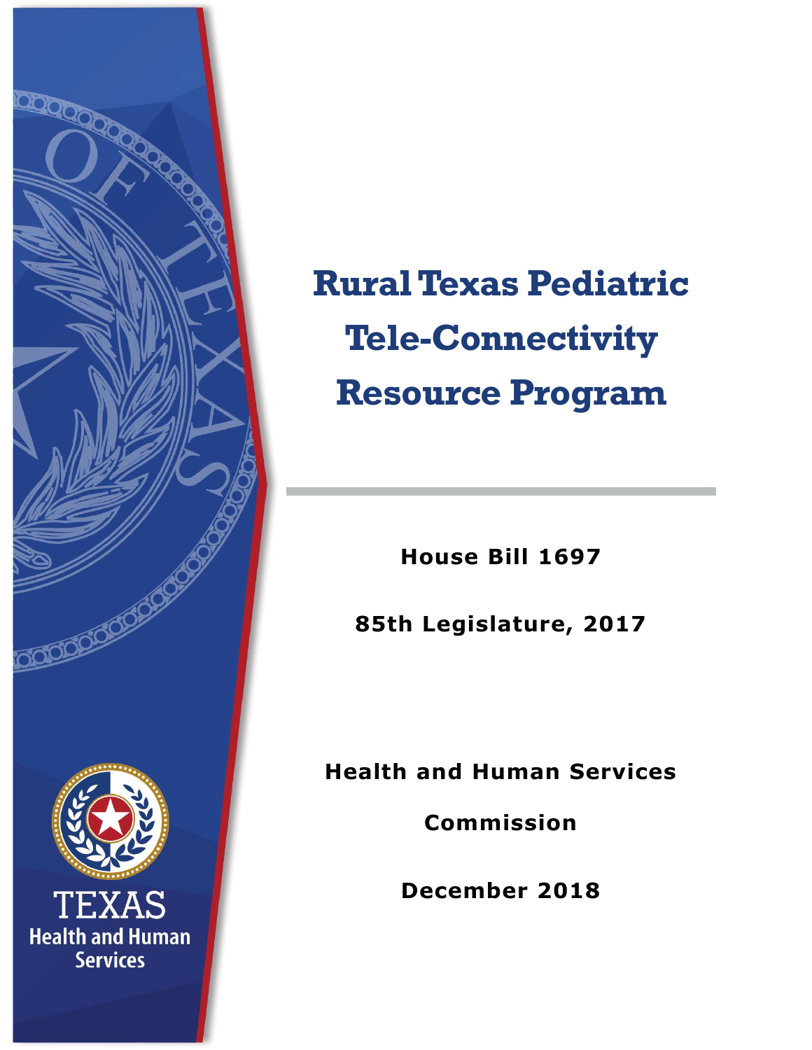# Rural Texas Pediatric Tele-Connectivity Resource Program

**House Bill 1697**

**85th Legislature, 2017**

**Health and Human Services Commission**

**December 2018**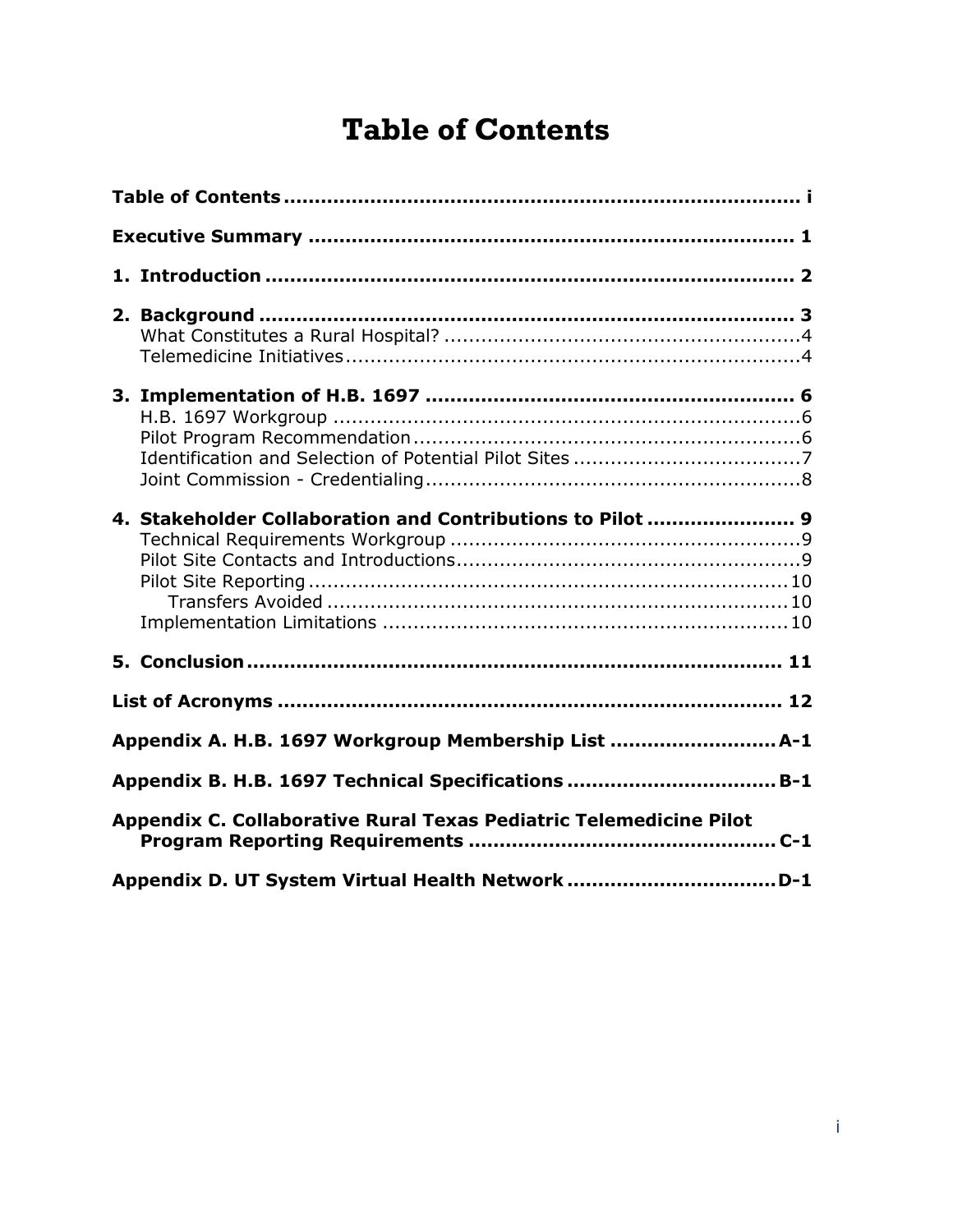# Table of Contents

**Table of Contents** ........................................................................... i

**Executive Summary** ........................................................................ 1

**1. Introduction** .............................................................................. 2

**2. Background** ............................................................................... 3

- What Constitutes a Rural Hospital? .................................................. 4
- Telemedicine Initiatives .................................................................. 4

**3. Implementation of H.B. 1697** ..................................................... 6

- H.B. 1697 Workgroup ..................................................................... 6
- Pilot Program Recommendation ........................................................ 6
- Identification and Selection of Potential Pilot Sites ............................. 7
- Joint Commission - Credentialing ..................................................... 8

**4. Stakeholder Collaboration and Contributions to Pilot** ...................... 9

- Technical Requirements Workgroup ................................................. 9
- Pilot Site Contacts and Introductions ................................................ 9
- Pilot Site Reporting ....................................................................... 10
  - Transfers Avoided ................................................................... 10
- Implementation Limitations ........................................................... 10

**5. Conclusion** ................................................................................ 11

**List of Acronyms** ............................................................................ 12

**Appendix A. H.B. 1697 Workgroup Membership List** ........................ A-1

**Appendix B. H.B. 1697 Technical Specifications** .............................. B-1

**Appendix C. Collaborative Rural Texas Pediatric Telemedicine Pilot Program Reporting Requirements** ................................................. C-1

**Appendix D. UT System Virtual Health Network** ............................... D-1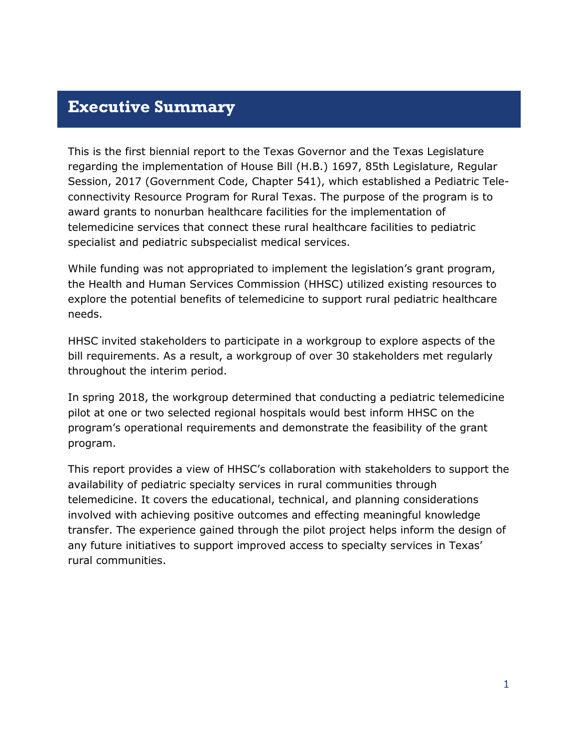# Executive Summary

This is the first biennial report to the Texas Governor and the Texas Legislature regarding the implementation of House Bill (H.B.) 1697, 85th Legislature, Regular Session, 2017 (Government Code, Chapter 541), which established a Pediatric Tele-connectivity Resource Program for Rural Texas. The purpose of the program is to award grants to nonurban healthcare facilities for the implementation of telemedicine services that connect these rural healthcare facilities to pediatric specialist and pediatric subspecialist medical services.

While funding was not appropriated to implement the legislation's grant program, the Health and Human Services Commission (HHSC) utilized existing resources to explore the potential benefits of telemedicine to support rural pediatric healthcare needs.

HHSC invited stakeholders to participate in a workgroup to explore aspects of the bill requirements. As a result, a workgroup of over 30 stakeholders met regularly throughout the interim period.

In spring 2018, the workgroup determined that conducting a pediatric telemedicine pilot at one or two selected regional hospitals would best inform HHSC on the program's operational requirements and demonstrate the feasibility of the grant program.

This report provides a view of HHSC's collaboration with stakeholders to support the availability of pediatric specialty services in rural communities through telemedicine. It covers the educational, technical, and planning considerations involved with achieving positive outcomes and effecting meaningful knowledge transfer. The experience gained through the pilot project helps inform the design of any future initiatives to support improved access to specialty services in Texas' rural communities.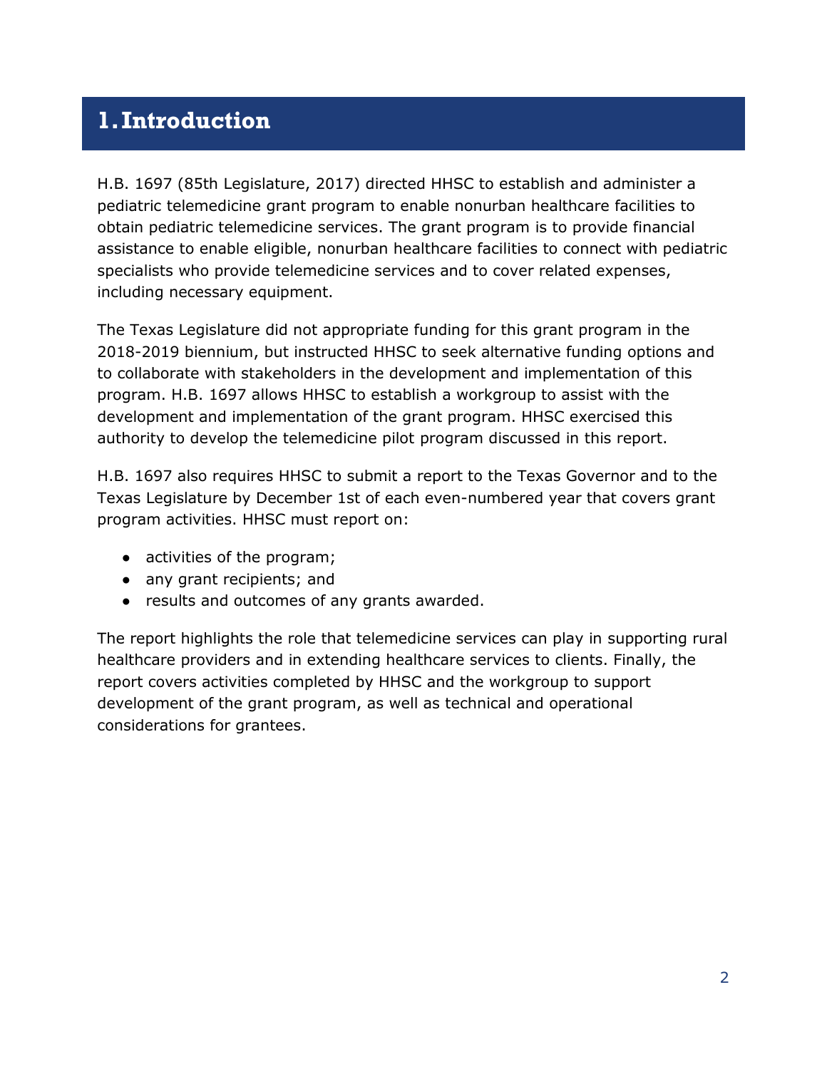# 1. Introduction

H.B. 1697 (85th Legislature, 2017) directed HHSC to establish and administer a pediatric telemedicine grant program to enable nonurban healthcare facilities to obtain pediatric telemedicine services. The grant program is to provide financial assistance to enable eligible, nonurban healthcare facilities to connect with pediatric specialists who provide telemedicine services and to cover related expenses, including necessary equipment.

The Texas Legislature did not appropriate funding for this grant program in the 2018-2019 biennium, but instructed HHSC to seek alternative funding options and to collaborate with stakeholders in the development and implementation of this program. H.B. 1697 allows HHSC to establish a workgroup to assist with the development and implementation of the grant program. HHSC exercised this authority to develop the telemedicine pilot program discussed in this report.

H.B. 1697 also requires HHSC to submit a report to the Texas Governor and to the Texas Legislature by December 1st of each even-numbered year that covers grant program activities. HHSC must report on:

- activities of the program;
- any grant recipients; and
- results and outcomes of any grants awarded.

The report highlights the role that telemedicine services can play in supporting rural healthcare providers and in extending healthcare services to clients. Finally, the report covers activities completed by HHSC and the workgroup to support development of the grant program, as well as technical and operational considerations for grantees.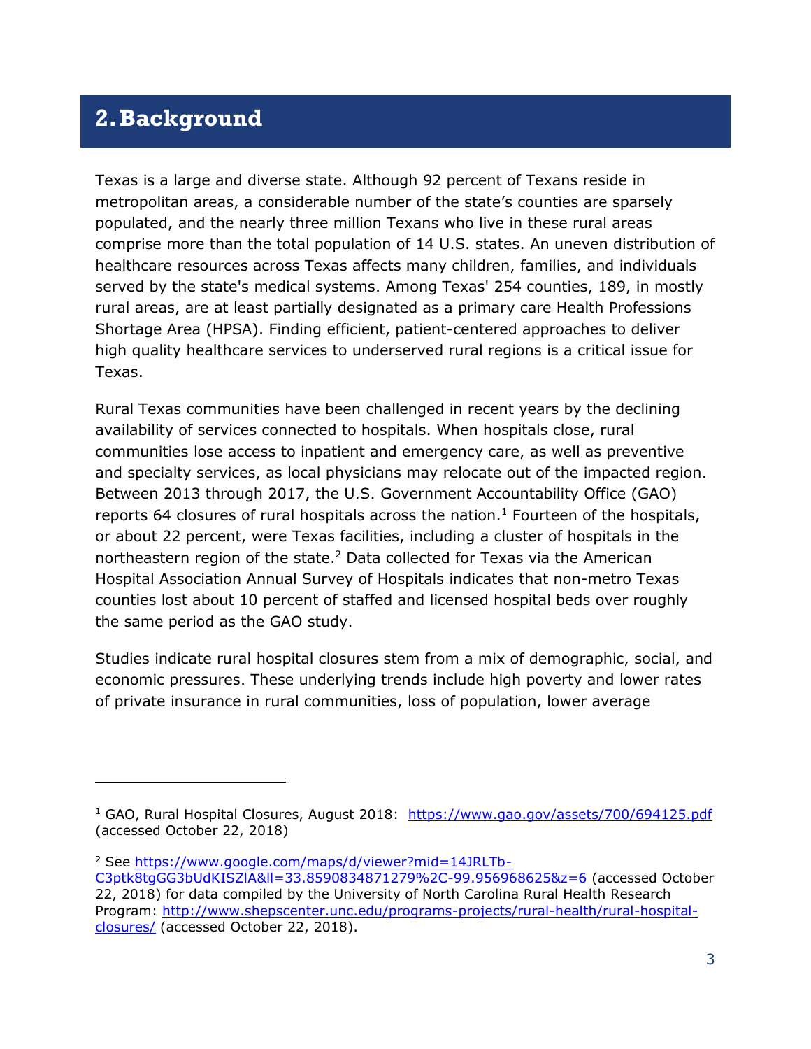# 2. Background

Texas is a large and diverse state. Although 92 percent of Texans reside in metropolitan areas, a considerable number of the state's counties are sparsely populated, and the nearly three million Texans who live in these rural areas comprise more than the total population of 14 U.S. states. An uneven distribution of healthcare resources across Texas affects many children, families, and individuals served by the state's medical systems. Among Texas' 254 counties, 189, in mostly rural areas, are at least partially designated as a primary care Health Professions Shortage Area (HPSA). Finding efficient, patient-centered approaches to deliver high quality healthcare services to underserved rural regions is a critical issue for Texas.

Rural Texas communities have been challenged in recent years by the declining availability of services connected to hospitals. When hospitals close, rural communities lose access to inpatient and emergency care, as well as preventive and specialty services, as local physicians may relocate out of the impacted region. Between 2013 through 2017, the U.S. Government Accountability Office (GAO) reports 64 closures of rural hospitals across the nation.[1] Fourteen of the hospitals, or about 22 percent, were Texas facilities, including a cluster of hospitals in the northeastern region of the state.[2] Data collected for Texas via the American Hospital Association Annual Survey of Hospitals indicates that non-metro Texas counties lost about 10 percent of staffed and licensed hospital beds over roughly the same period as the GAO study.

Studies indicate rural hospital closures stem from a mix of demographic, social, and economic pressures. These underlying trends include high poverty and lower rates of private insurance in rural communities, loss of population, lower average

---

[1] GAO, Rural Hospital Closures, August 2018: https://www.gao.gov/assets/700/694125.pdf (accessed October 22, 2018)

[2] See https://www.google.com/maps/d/viewer?mid=14JRLTb-C3ptk8tgGG3bUdKISZlA&ll=33.8590834871279%2C-99.956968625&z=6 (accessed October 22, 2018) for data compiled by the University of North Carolina Rural Health Research Program: http://www.shepscenter.unc.edu/programs-projects/rural-health/rural-hospital-closures/ (accessed October 22, 2018).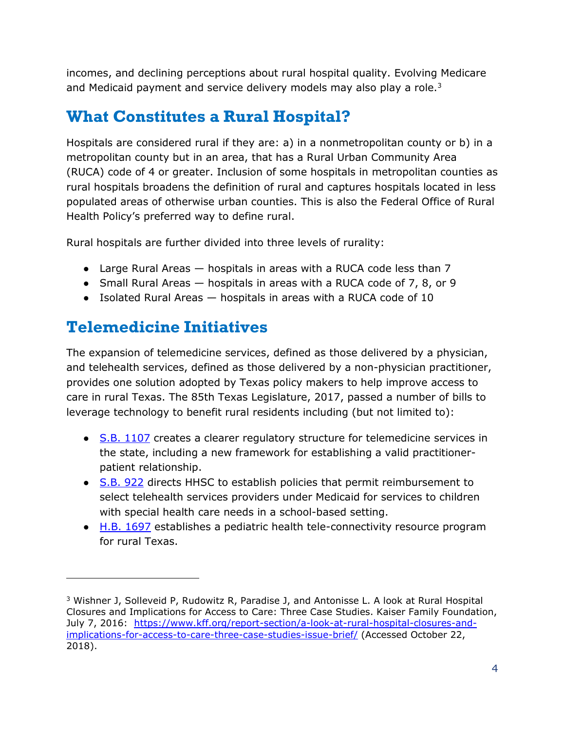incomes, and declining perceptions about rural hospital quality. Evolving Medicare and Medicaid payment and service delivery models may also play a role.[3]

## What Constitutes a Rural Hospital?

Hospitals are considered rural if they are: a) in a nonmetropolitan county or b) in a metropolitan county but in an area, that has a Rural Urban Community Area (RUCA) code of 4 or greater. Inclusion of some hospitals in metropolitan counties as rural hospitals broadens the definition of rural and captures hospitals located in less populated areas of otherwise urban counties. This is also the Federal Office of Rural Health Policy's preferred way to define rural.

Rural hospitals are further divided into three levels of rurality:

- Large Rural Areas — hospitals in areas with a RUCA code less than 7
- Small Rural Areas — hospitals in areas with a RUCA code of 7, 8, or 9
- Isolated Rural Areas — hospitals in areas with a RUCA code of 10

## Telemedicine Initiatives

The expansion of telemedicine services, defined as those delivered by a physician, and telehealth services, defined as those delivered by a non-physician practitioner, provides one solution adopted by Texas policy makers to help improve access to care in rural Texas. The 85th Texas Legislature, 2017, passed a number of bills to leverage technology to benefit rural residents including (but not limited to):

- S.B. 1107 creates a clearer regulatory structure for telemedicine services in the state, including a new framework for establishing a valid practitioner-patient relationship.
- S.B. 922 directs HHSC to establish policies that permit reimbursement to select telehealth services providers under Medicaid for services to children with special health care needs in a school-based setting.
- H.B. 1697 establishes a pediatric health tele-connectivity resource program for rural Texas.

---

[3] Wishner J, Solleveid P, Rudowitz R, Paradise J, and Antonisse L. A look at Rural Hospital Closures and Implications for Access to Care: Three Case Studies. Kaiser Family Foundation, July 7, 2016: https://www.kff.org/report-section/a-look-at-rural-hospital-closures-and-implications-for-access-to-care-three-case-studies-issue-brief/ (Accessed October 22, 2018).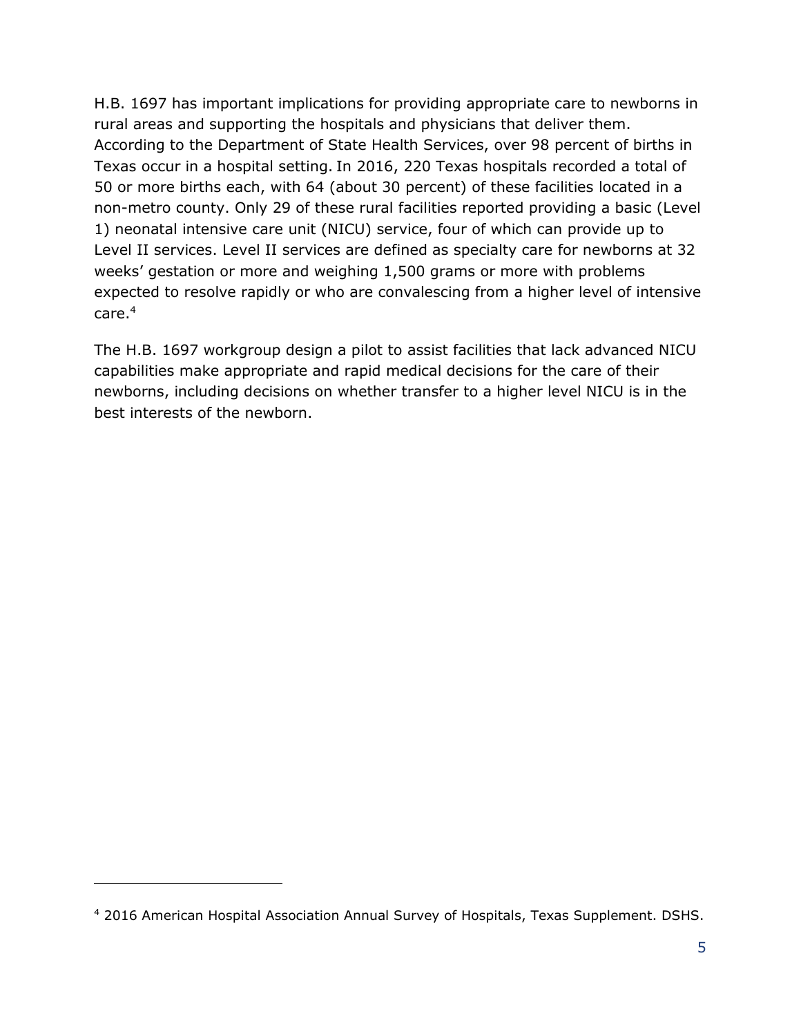H.B. 1697 has important implications for providing appropriate care to newborns in rural areas and supporting the hospitals and physicians that deliver them. According to the Department of State Health Services, over 98 percent of births in Texas occur in a hospital setting. In 2016, 220 Texas hospitals recorded a total of 50 or more births each, with 64 (about 30 percent) of these facilities located in a non-metro county. Only 29 of these rural facilities reported providing a basic (Level 1) neonatal intensive care unit (NICU) service, four of which can provide up to Level II services. Level II services are defined as specialty care for newborns at 32 weeks' gestation or more and weighing 1,500 grams or more with problems expected to resolve rapidly or who are convalescing from a higher level of intensive care.[4]

The H.B. 1697 workgroup design a pilot to assist facilities that lack advanced NICU capabilities make appropriate and rapid medical decisions for the care of their newborns, including decisions on whether transfer to a higher level NICU is in the best interests of the newborn.

---

[4] 2016 American Hospital Association Annual Survey of Hospitals, Texas Supplement. DSHS.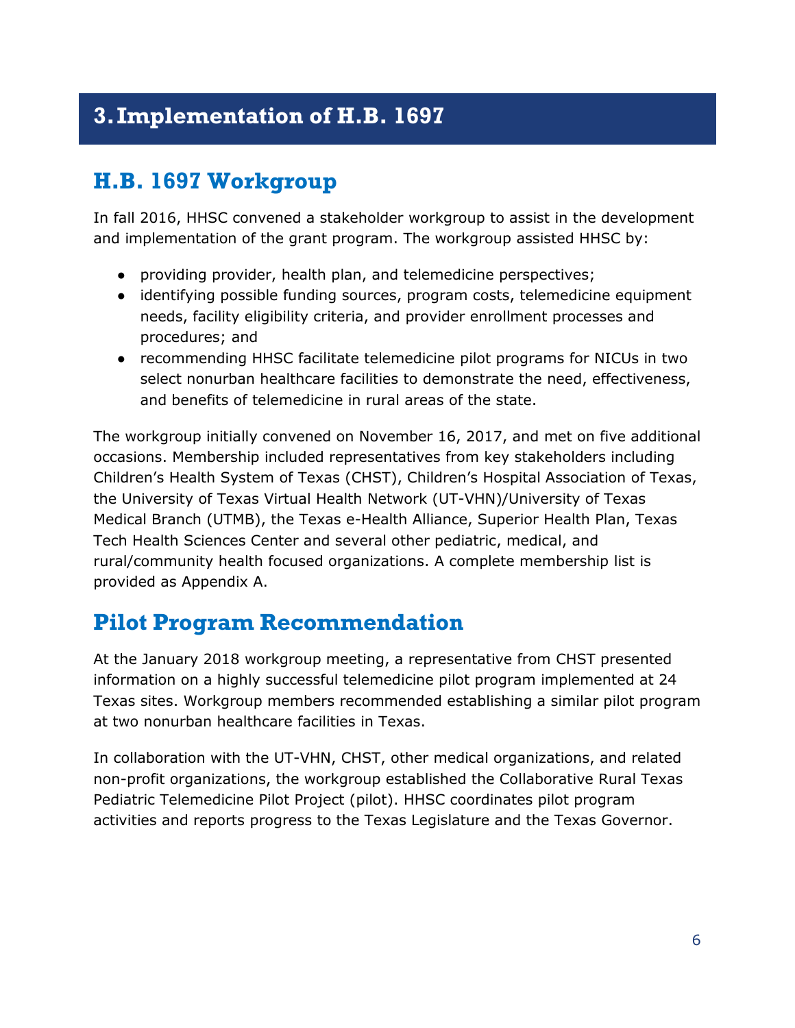# 3. Implementation of H.B. 1697

## H.B. 1697 Workgroup

In fall 2016, HHSC convened a stakeholder workgroup to assist in the development and implementation of the grant program. The workgroup assisted HHSC by:

- providing provider, health plan, and telemedicine perspectives;
- identifying possible funding sources, program costs, telemedicine equipment needs, facility eligibility criteria, and provider enrollment processes and procedures; and
- recommending HHSC facilitate telemedicine pilot programs for NICUs in two select nonurban healthcare facilities to demonstrate the need, effectiveness, and benefits of telemedicine in rural areas of the state.

The workgroup initially convened on November 16, 2017, and met on five additional occasions. Membership included representatives from key stakeholders including Children's Health System of Texas (CHST), Children's Hospital Association of Texas, the University of Texas Virtual Health Network (UT-VHN)/University of Texas Medical Branch (UTMB), the Texas e-Health Alliance, Superior Health Plan, Texas Tech Health Sciences Center and several other pediatric, medical, and rural/community health focused organizations. A complete membership list is provided as Appendix A.

## Pilot Program Recommendation

At the January 2018 workgroup meeting, a representative from CHST presented information on a highly successful telemedicine pilot program implemented at 24 Texas sites. Workgroup members recommended establishing a similar pilot program at two nonurban healthcare facilities in Texas.

In collaboration with the UT-VHN, CHST, other medical organizations, and related non-profit organizations, the workgroup established the Collaborative Rural Texas Pediatric Telemedicine Pilot Project (pilot). HHSC coordinates pilot program activities and reports progress to the Texas Legislature and the Texas Governor.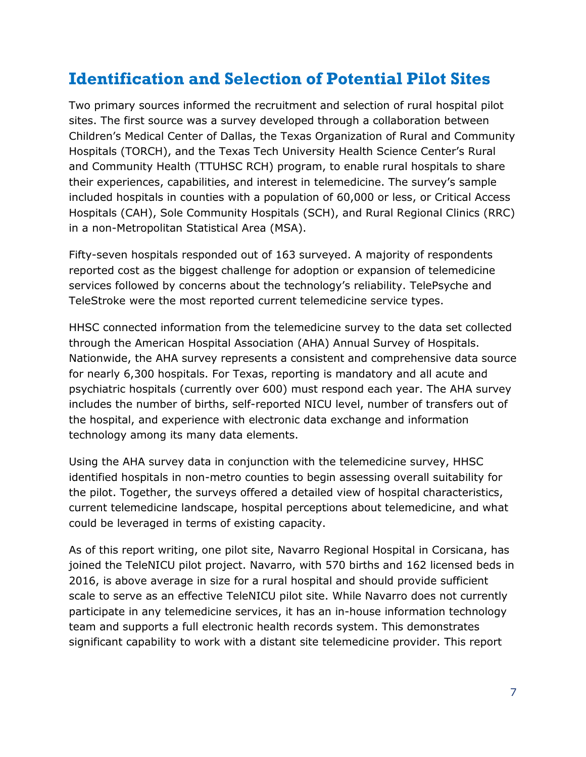## Identification and Selection of Potential Pilot Sites

Two primary sources informed the recruitment and selection of rural hospital pilot sites. The first source was a survey developed through a collaboration between Children's Medical Center of Dallas, the Texas Organization of Rural and Community Hospitals (TORCH), and the Texas Tech University Health Science Center's Rural and Community Health (TTUHSC RCH) program, to enable rural hospitals to share their experiences, capabilities, and interest in telemedicine. The survey's sample included hospitals in counties with a population of 60,000 or less, or Critical Access Hospitals (CAH), Sole Community Hospitals (SCH), and Rural Regional Clinics (RRC) in a non-Metropolitan Statistical Area (MSA).

Fifty-seven hospitals responded out of 163 surveyed. A majority of respondents reported cost as the biggest challenge for adoption or expansion of telemedicine services followed by concerns about the technology's reliability. TelePsyche and TeleStroke were the most reported current telemedicine service types.

HHSC connected information from the telemedicine survey to the data set collected through the American Hospital Association (AHA) Annual Survey of Hospitals. Nationwide, the AHA survey represents a consistent and comprehensive data source for nearly 6,300 hospitals. For Texas, reporting is mandatory and all acute and psychiatric hospitals (currently over 600) must respond each year. The AHA survey includes the number of births, self-reported NICU level, number of transfers out of the hospital, and experience with electronic data exchange and information technology among its many data elements.

Using the AHA survey data in conjunction with the telemedicine survey, HHSC identified hospitals in non-metro counties to begin assessing overall suitability for the pilot. Together, the surveys offered a detailed view of hospital characteristics, current telemedicine landscape, hospital perceptions about telemedicine, and what could be leveraged in terms of existing capacity.

As of this report writing, one pilot site, Navarro Regional Hospital in Corsicana, has joined the TeleNICU pilot project. Navarro, with 570 births and 162 licensed beds in 2016, is above average in size for a rural hospital and should provide sufficient scale to serve as an effective TeleNICU pilot site. While Navarro does not currently participate in any telemedicine services, it has an in-house information technology team and supports a full electronic health records system. This demonstrates significant capability to work with a distant site telemedicine provider. This report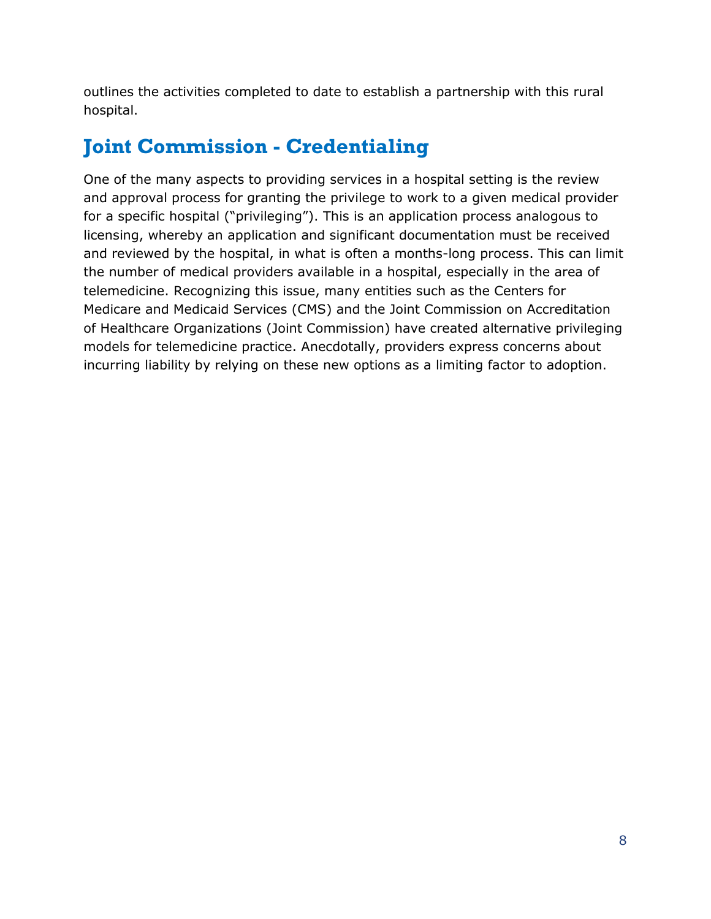outlines the activities completed to date to establish a partnership with this rural hospital.

## Joint Commission - Credentialing

One of the many aspects to providing services in a hospital setting is the review and approval process for granting the privilege to work to a given medical provider for a specific hospital ("privileging"). This is an application process analogous to licensing, whereby an application and significant documentation must be received and reviewed by the hospital, in what is often a months-long process. This can limit the number of medical providers available in a hospital, especially in the area of telemedicine. Recognizing this issue, many entities such as the Centers for Medicare and Medicaid Services (CMS) and the Joint Commission on Accreditation of Healthcare Organizations (Joint Commission) have created alternative privileging models for telemedicine practice. Anecdotally, providers express concerns about incurring liability by relying on these new options as a limiting factor to adoption.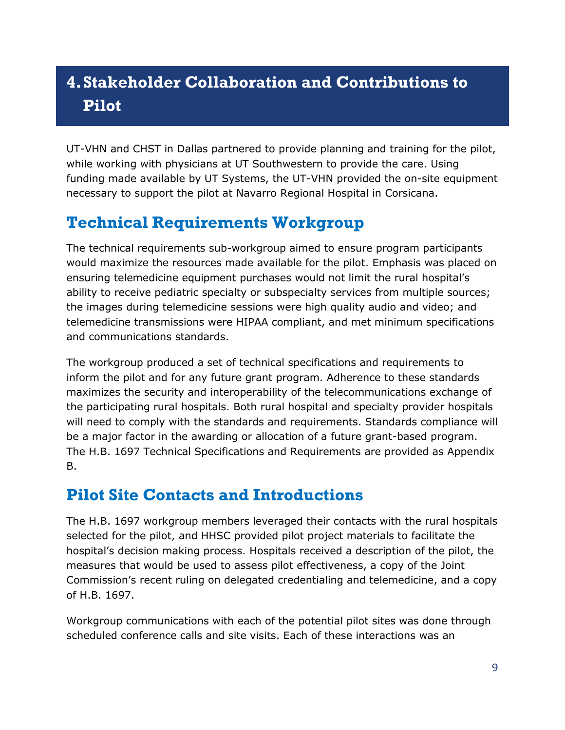# 4. Stakeholder Collaboration and Contributions to Pilot

UT-VHN and CHST in Dallas partnered to provide planning and training for the pilot, while working with physicians at UT Southwestern to provide the care. Using funding made available by UT Systems, the UT-VHN provided the on-site equipment necessary to support the pilot at Navarro Regional Hospital in Corsicana.

## Technical Requirements Workgroup

The technical requirements sub-workgroup aimed to ensure program participants would maximize the resources made available for the pilot. Emphasis was placed on ensuring telemedicine equipment purchases would not limit the rural hospital's ability to receive pediatric specialty or subspecialty services from multiple sources; the images during telemedicine sessions were high quality audio and video; and telemedicine transmissions were HIPAA compliant, and met minimum specifications and communications standards.

The workgroup produced a set of technical specifications and requirements to inform the pilot and for any future grant program. Adherence to these standards maximizes the security and interoperability of the telecommunications exchange of the participating rural hospitals. Both rural hospital and specialty provider hospitals will need to comply with the standards and requirements. Standards compliance will be a major factor in the awarding or allocation of a future grant-based program. The H.B. 1697 Technical Specifications and Requirements are provided as Appendix B.

## Pilot Site Contacts and Introductions

The H.B. 1697 workgroup members leveraged their contacts with the rural hospitals selected for the pilot, and HHSC provided pilot project materials to facilitate the hospital's decision making process. Hospitals received a description of the pilot, the measures that would be used to assess pilot effectiveness, a copy of the Joint Commission's recent ruling on delegated credentialing and telemedicine, and a copy of H.B. 1697.

Workgroup communications with each of the potential pilot sites was done through scheduled conference calls and site visits. Each of these interactions was an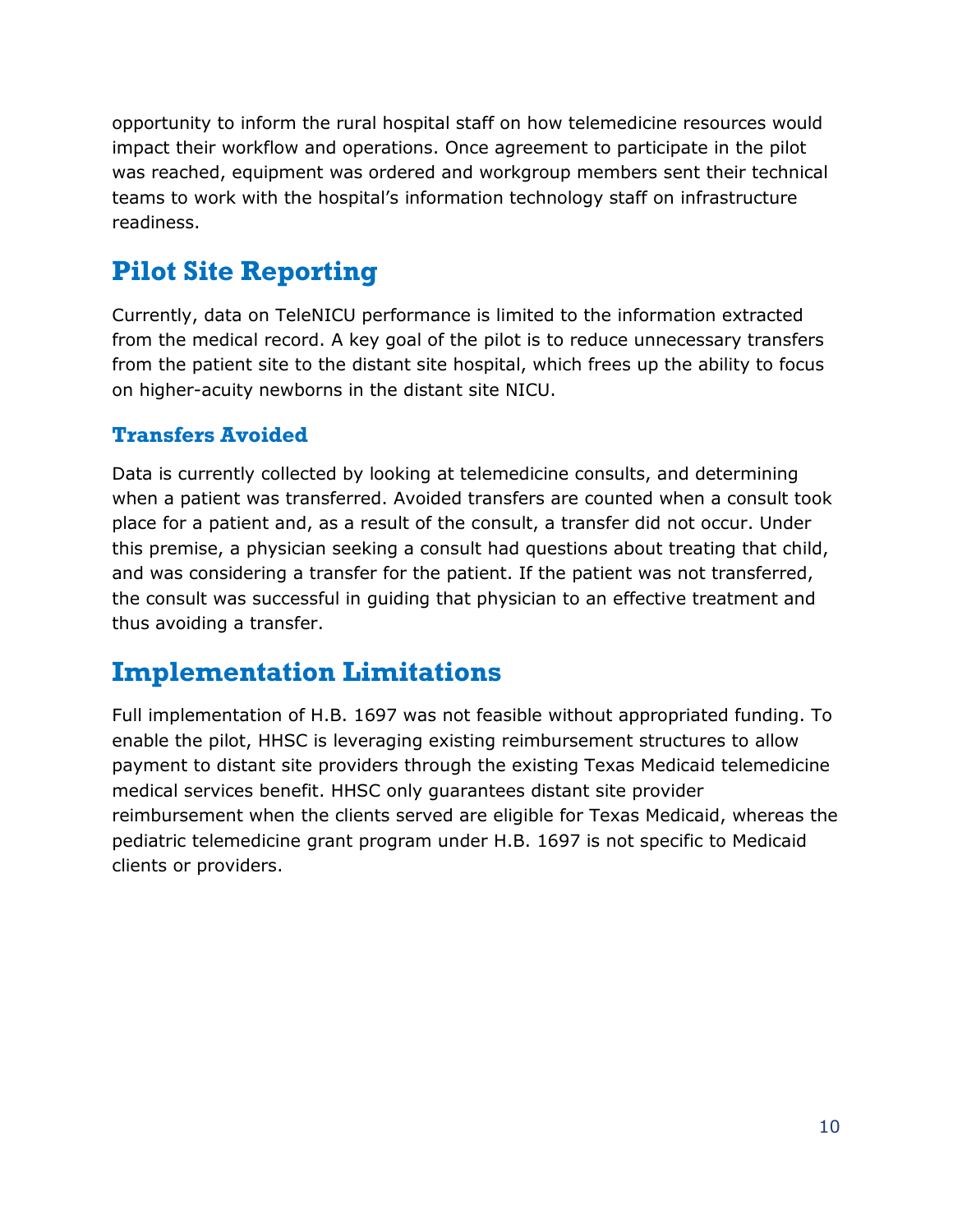opportunity to inform the rural hospital staff on how telemedicine resources would impact their workflow and operations. Once agreement to participate in the pilot was reached, equipment was ordered and workgroup members sent their technical teams to work with the hospital's information technology staff on infrastructure readiness.

## Pilot Site Reporting

Currently, data on TeleNICU performance is limited to the information extracted from the medical record. A key goal of the pilot is to reduce unnecessary transfers from the patient site to the distant site hospital, which frees up the ability to focus on higher-acuity newborns in the distant site NICU.

### Transfers Avoided

Data is currently collected by looking at telemedicine consults, and determining when a patient was transferred. Avoided transfers are counted when a consult took place for a patient and, as a result of the consult, a transfer did not occur. Under this premise, a physician seeking a consult had questions about treating that child, and was considering a transfer for the patient. If the patient was not transferred, the consult was successful in guiding that physician to an effective treatment and thus avoiding a transfer.

## Implementation Limitations

Full implementation of H.B. 1697 was not feasible without appropriated funding. To enable the pilot, HHSC is leveraging existing reimbursement structures to allow payment to distant site providers through the existing Texas Medicaid telemedicine medical services benefit. HHSC only guarantees distant site provider reimbursement when the clients served are eligible for Texas Medicaid, whereas the pediatric telemedicine grant program under H.B. 1697 is not specific to Medicaid clients or providers.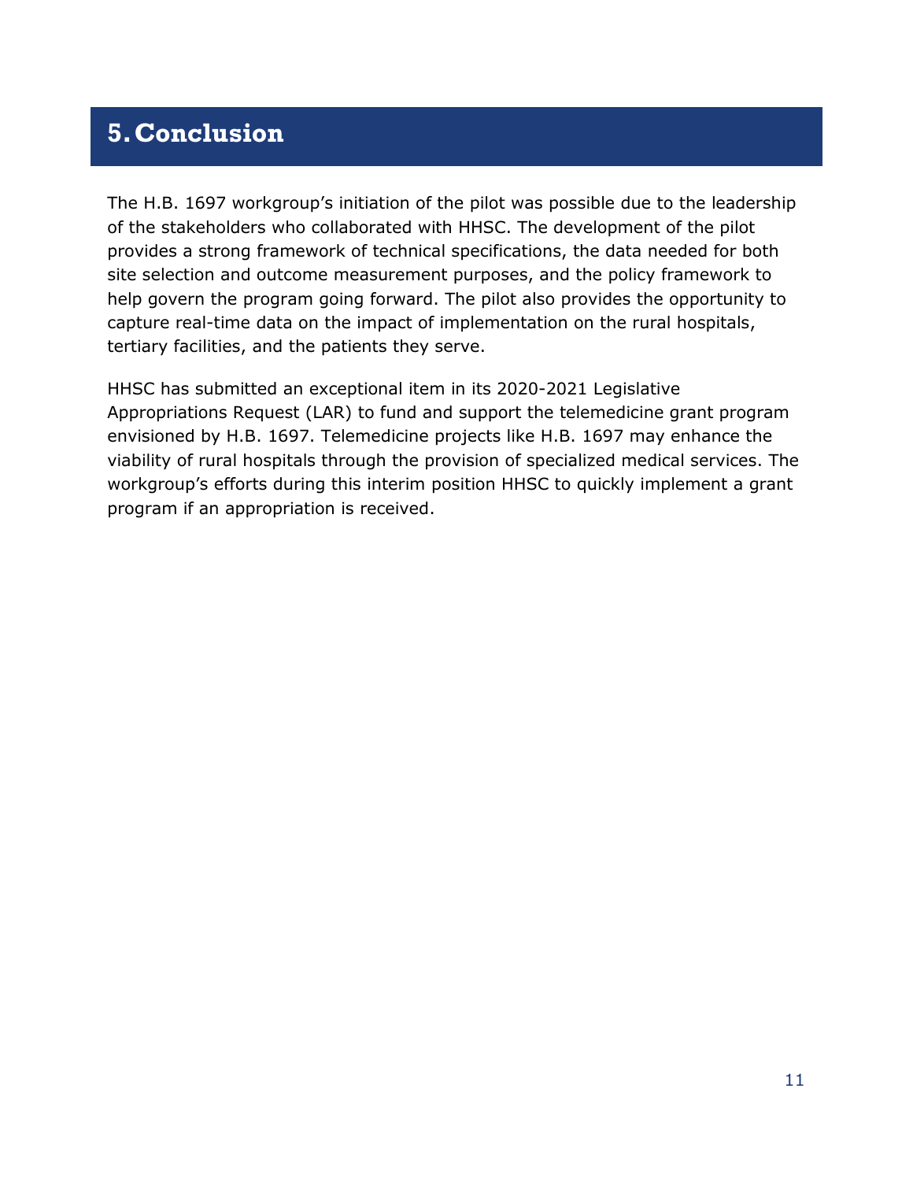# 5. Conclusion

The H.B. 1697 workgroup's initiation of the pilot was possible due to the leadership of the stakeholders who collaborated with HHSC. The development of the pilot provides a strong framework of technical specifications, the data needed for both site selection and outcome measurement purposes, and the policy framework to help govern the program going forward. The pilot also provides the opportunity to capture real-time data on the impact of implementation on the rural hospitals, tertiary facilities, and the patients they serve.

HHSC has submitted an exceptional item in its 2020-2021 Legislative Appropriations Request (LAR) to fund and support the telemedicine grant program envisioned by H.B. 1697. Telemedicine projects like H.B. 1697 may enhance the viability of rural hospitals through the provision of specialized medical services. The workgroup's efforts during this interim position HHSC to quickly implement a grant program if an appropriation is received.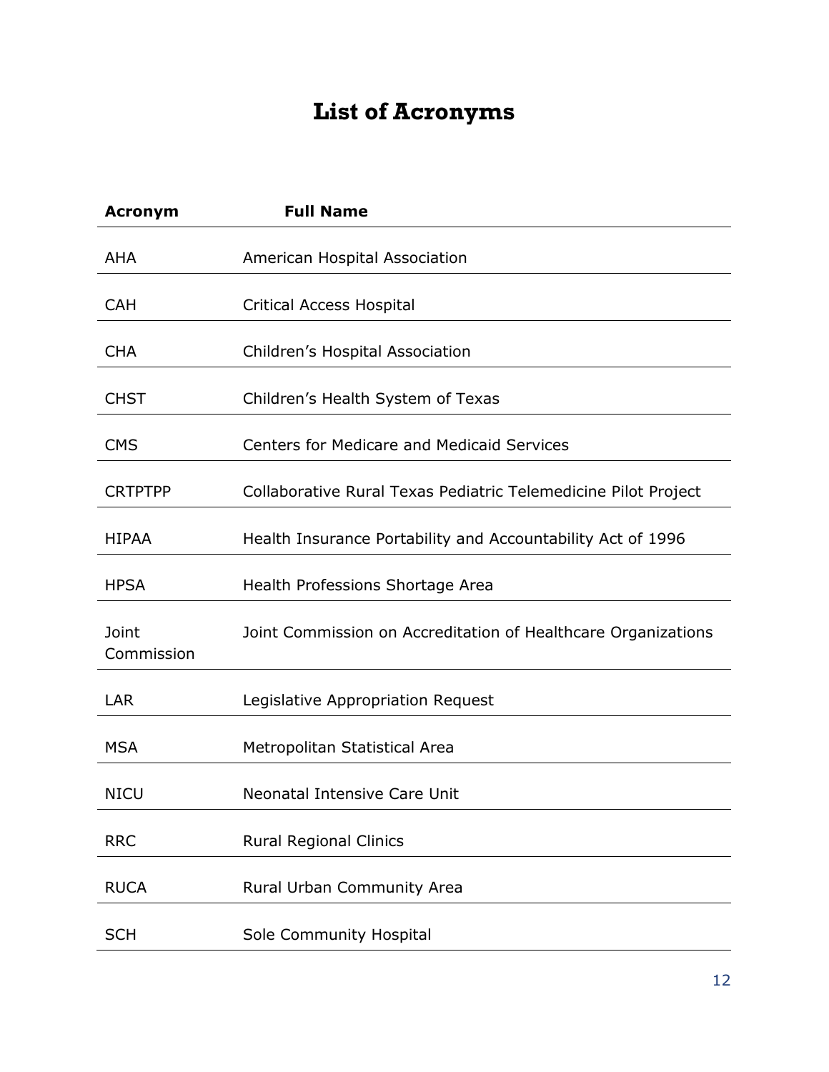# List of Acronyms

| Acronym | Full Name |
|---|---|
| AHA | American Hospital Association |
| CAH | Critical Access Hospital |
| CHA | Children's Hospital Association |
| CHST | Children's Health System of Texas |
| CMS | Centers for Medicare and Medicaid Services |
| CRTPTPP | Collaborative Rural Texas Pediatric Telemedicine Pilot Project |
| HIPAA | Health Insurance Portability and Accountability Act of 1996 |
| HPSA | Health Professions Shortage Area |
| Joint Commission | Joint Commission on Accreditation of Healthcare Organizations |
| LAR | Legislative Appropriation Request |
| MSA | Metropolitan Statistical Area |
| NICU | Neonatal Intensive Care Unit |
| RRC | Rural Regional Clinics |
| RUCA | Rural Urban Community Area |
| SCH | Sole Community Hospital |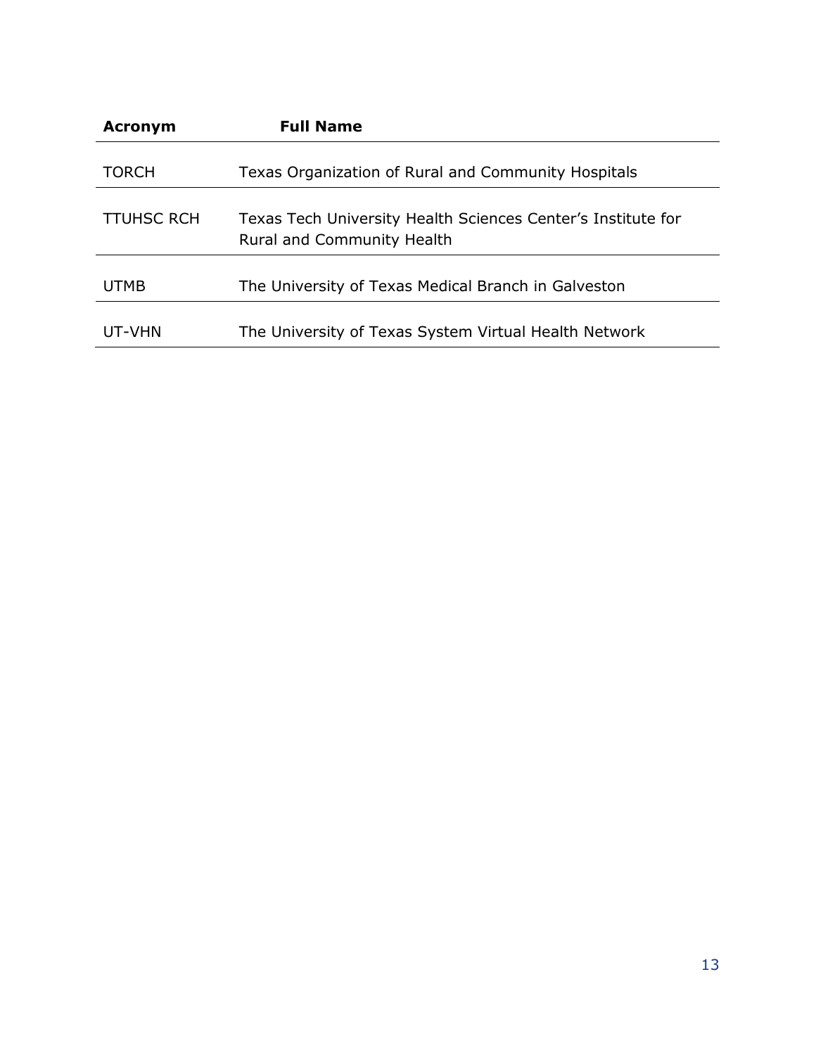| Acronym | Full Name |
| --- | --- |
| TORCH | Texas Organization of Rural and Community Hospitals |
| TTUHSC RCH | Texas Tech University Health Sciences Center's Institute for Rural and Community Health |
| UTMB | The University of Texas Medical Branch in Galveston |
| UT-VHN | The University of Texas System Virtual Health Network |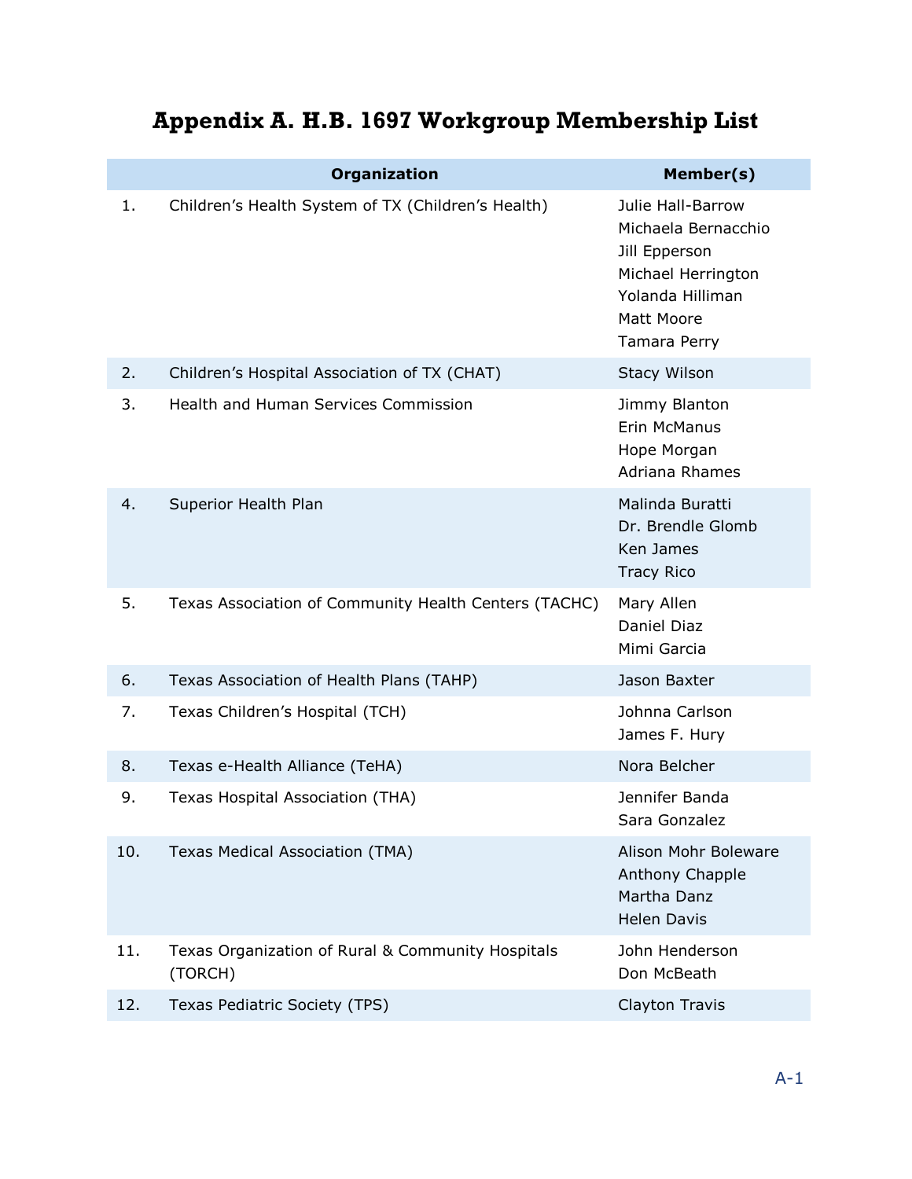# Appendix A. H.B. 1697 Workgroup Membership List

| | Organization | Member(s) |
|---|---|---|
| 1. | Children's Health System of TX (Children's Health) | Julie Hall-Barrow<br>Michaela Bernacchio<br>Jill Epperson<br>Michael Herrington<br>Yolanda Hilliman<br>Matt Moore<br>Tamara Perry |
| 2. | Children's Hospital Association of TX (CHAT) | Stacy Wilson |
| 3. | Health and Human Services Commission | Jimmy Blanton<br>Erin McManus<br>Hope Morgan<br>Adriana Rhames |
| 4. | Superior Health Plan | Malinda Buratti<br>Dr. Brendle Glomb<br>Ken James<br>Tracy Rico |
| 5. | Texas Association of Community Health Centers (TACHC) | Mary Allen<br>Daniel Diaz<br>Mimi Garcia |
| 6. | Texas Association of Health Plans (TAHP) | Jason Baxter |
| 7. | Texas Children's Hospital (TCH) | Johnna Carlson<br>James F. Hury |
| 8. | Texas e-Health Alliance (TeHA) | Nora Belcher |
| 9. | Texas Hospital Association (THA) | Jennifer Banda<br>Sara Gonzalez |
| 10. | Texas Medical Association (TMA) | Alison Mohr Boleware<br>Anthony Chapple<br>Martha Danz<br>Helen Davis |
| 11. | Texas Organization of Rural & Community Hospitals (TORCH) | John Henderson<br>Don McBeath |
| 12. | Texas Pediatric Society (TPS) | Clayton Travis |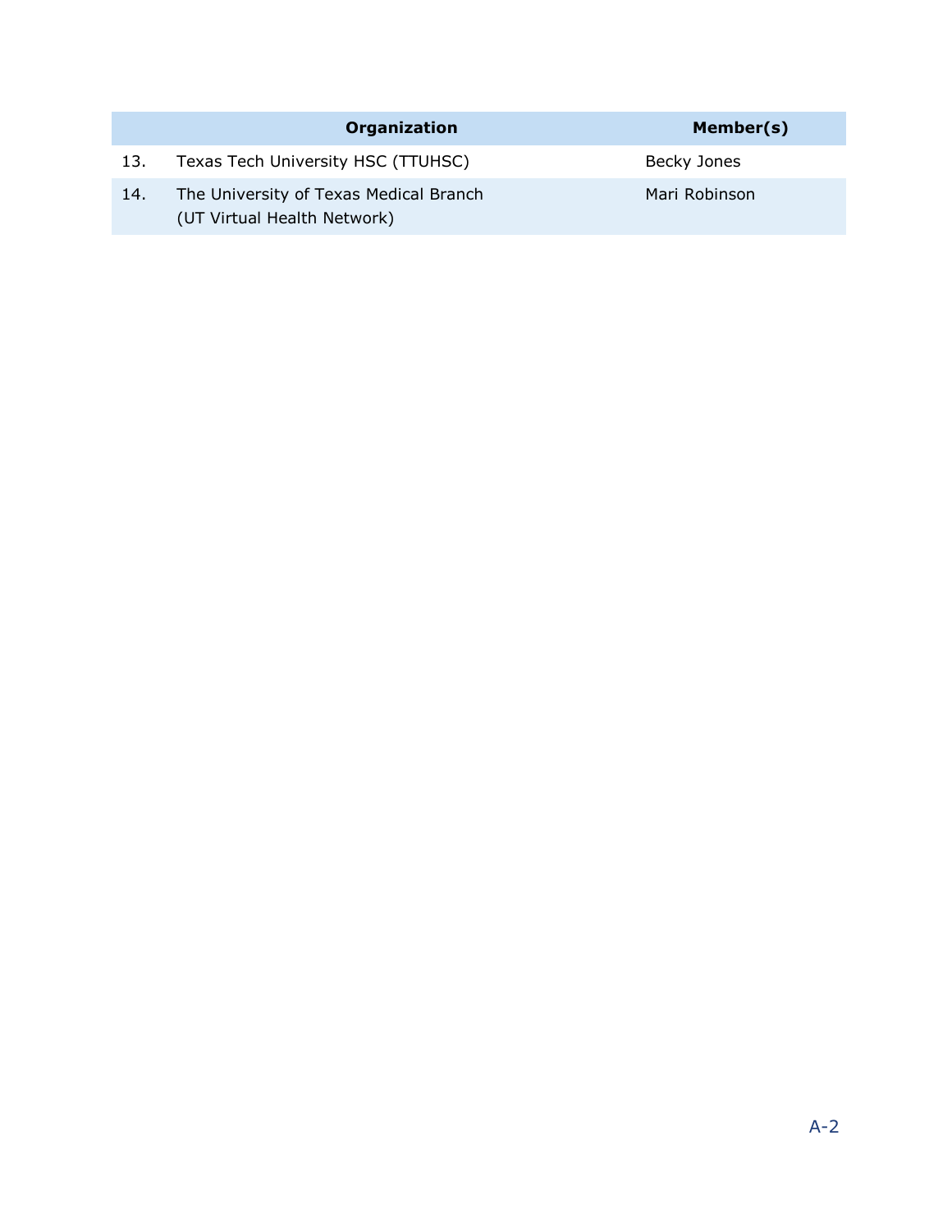| | Organization | Member(s) |
|---|---|---|
| 13. | Texas Tech University HSC (TTUHSC) | Becky Jones |
| 14. | The University of Texas Medical Branch (UT Virtual Health Network) | Mari Robinson |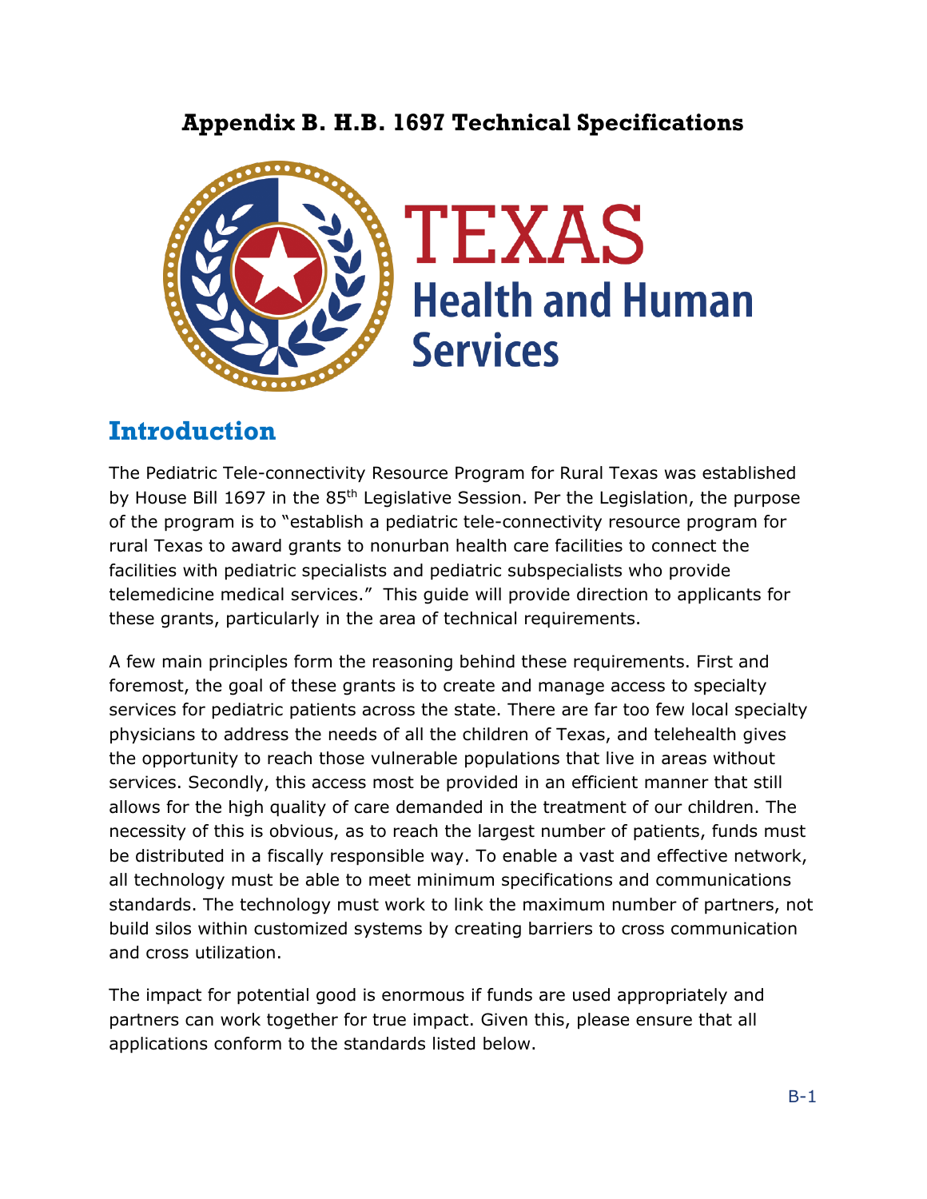# Appendix B. H.B. 1697 Technical Specifications

TEXAS Health and Human Services

## Introduction

The Pediatric Tele-connectivity Resource Program for Rural Texas was established by House Bill 1697 in the 85th Legislative Session. Per the Legislation, the purpose of the program is to "establish a pediatric tele-connectivity resource program for rural Texas to award grants to nonurban health care facilities to connect the facilities with pediatric specialists and pediatric subspecialists who provide telemedicine medical services." This guide will provide direction to applicants for these grants, particularly in the area of technical requirements.

A few main principles form the reasoning behind these requirements. First and foremost, the goal of these grants is to create and manage access to specialty services for pediatric patients across the state. There are far too few local specialty physicians to address the needs of all the children of Texas, and telehealth gives the opportunity to reach those vulnerable populations that live in areas without services. Secondly, this access most be provided in an efficient manner that still allows for the high quality of care demanded in the treatment of our children. The necessity of this is obvious, as to reach the largest number of patients, funds must be distributed in a fiscally responsible way. To enable a vast and effective network, all technology must be able to meet minimum specifications and communications standards. The technology must work to link the maximum number of partners, not build silos within customized systems by creating barriers to cross communication and cross utilization.

The impact for potential good is enormous if funds are used appropriately and partners can work together for true impact. Given this, please ensure that all applications conform to the standards listed below.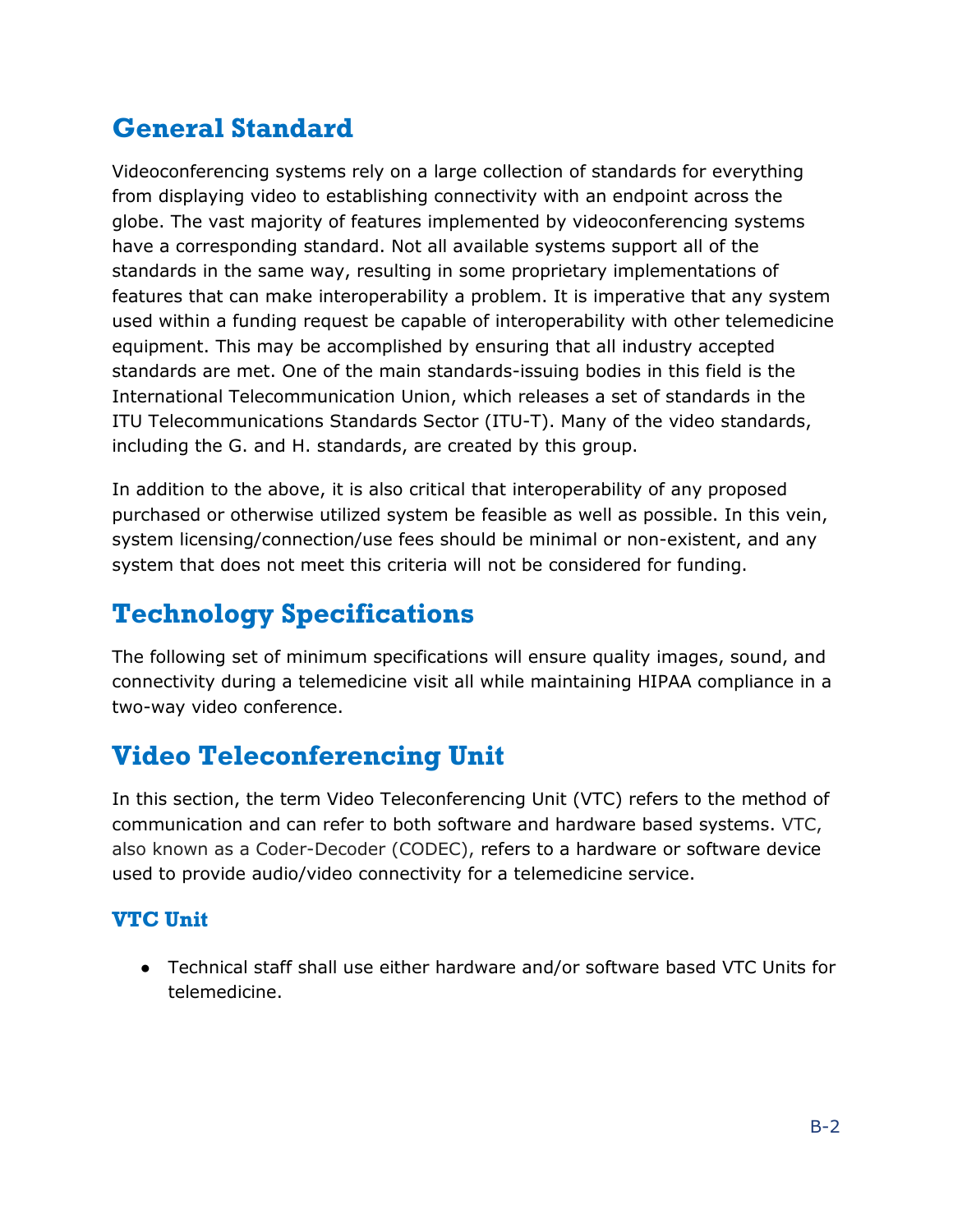## General Standard

Videoconferencing systems rely on a large collection of standards for everything from displaying video to establishing connectivity with an endpoint across the globe. The vast majority of features implemented by videoconferencing systems have a corresponding standard. Not all available systems support all of the standards in the same way, resulting in some proprietary implementations of features that can make interoperability a problem. It is imperative that any system used within a funding request be capable of interoperability with other telemedicine equipment. This may be accomplished by ensuring that all industry accepted standards are met. One of the main standards-issuing bodies in this field is the International Telecommunication Union, which releases a set of standards in the ITU Telecommunications Standards Sector (ITU-T). Many of the video standards, including the G. and H. standards, are created by this group.

In addition to the above, it is also critical that interoperability of any proposed purchased or otherwise utilized system be feasible as well as possible. In this vein, system licensing/connection/use fees should be minimal or non-existent, and any system that does not meet this criteria will not be considered for funding.

## Technology Specifications

The following set of minimum specifications will ensure quality images, sound, and connectivity during a telemedicine visit all while maintaining HIPAA compliance in a two-way video conference.

## Video Teleconferencing Unit

In this section, the term Video Teleconferencing Unit (VTC) refers to the method of communication and can refer to both software and hardware based systems. VTC, also known as a Coder-Decoder (CODEC), refers to a hardware or software device used to provide audio/video connectivity for a telemedicine service.

### VTC Unit

- Technical staff shall use either hardware and/or software based VTC Units for telemedicine.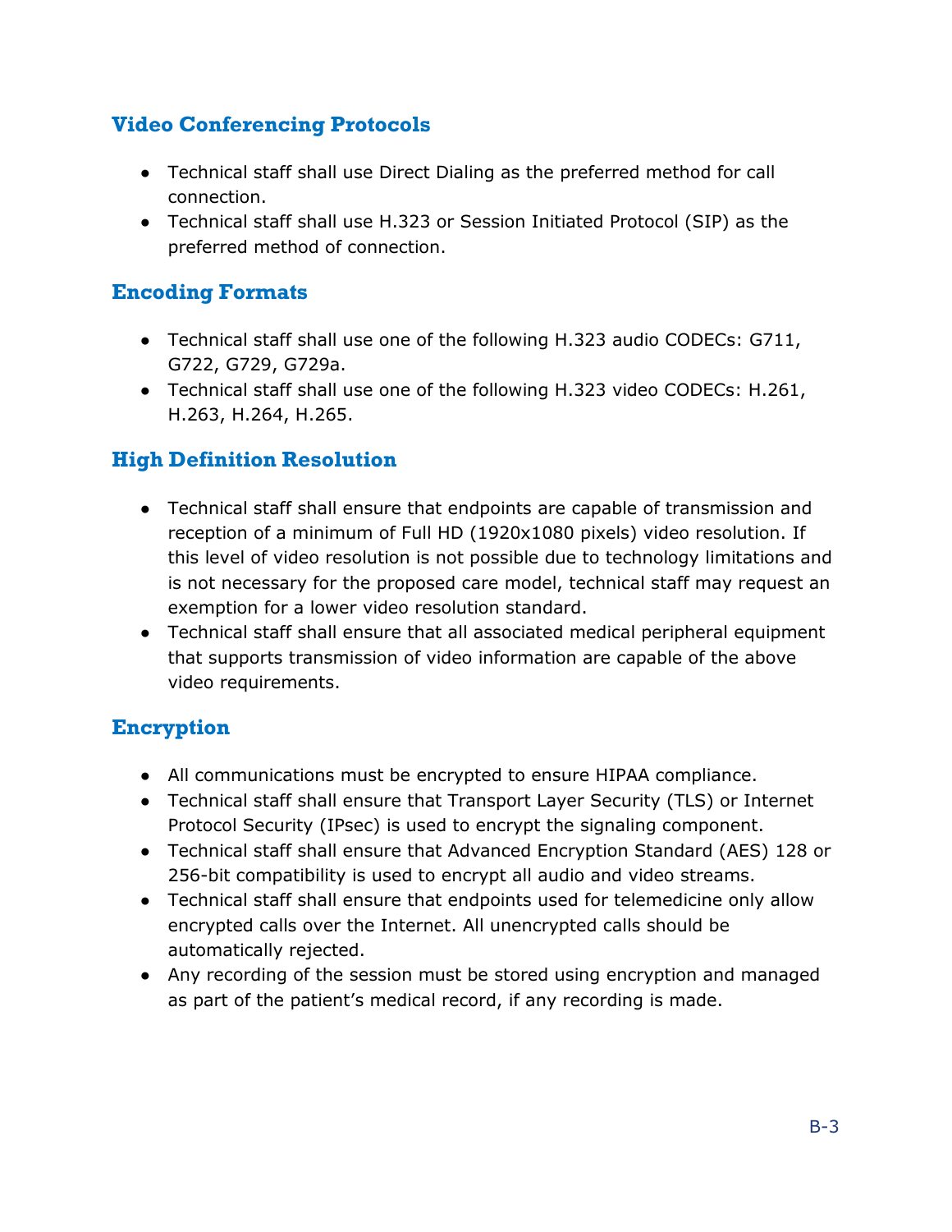## Video Conferencing Protocols

- Technical staff shall use Direct Dialing as the preferred method for call connection.
- Technical staff shall use H.323 or Session Initiated Protocol (SIP) as the preferred method of connection.

## Encoding Formats

- Technical staff shall use one of the following H.323 audio CODECs: G711, G722, G729, G729a.
- Technical staff shall use one of the following H.323 video CODECs: H.261, H.263, H.264, H.265.

## High Definition Resolution

- Technical staff shall ensure that endpoints are capable of transmission and reception of a minimum of Full HD (1920x1080 pixels) video resolution. If this level of video resolution is not possible due to technology limitations and is not necessary for the proposed care model, technical staff may request an exemption for a lower video resolution standard.
- Technical staff shall ensure that all associated medical peripheral equipment that supports transmission of video information are capable of the above video requirements.

## Encryption

- All communications must be encrypted to ensure HIPAA compliance.
- Technical staff shall ensure that Transport Layer Security (TLS) or Internet Protocol Security (IPsec) is used to encrypt the signaling component.
- Technical staff shall ensure that Advanced Encryption Standard (AES) 128 or 256-bit compatibility is used to encrypt all audio and video streams.
- Technical staff shall ensure that endpoints used for telemedicine only allow encrypted calls over the Internet. All unencrypted calls should be automatically rejected.
- Any recording of the session must be stored using encryption and managed as part of the patient's medical record, if any recording is made.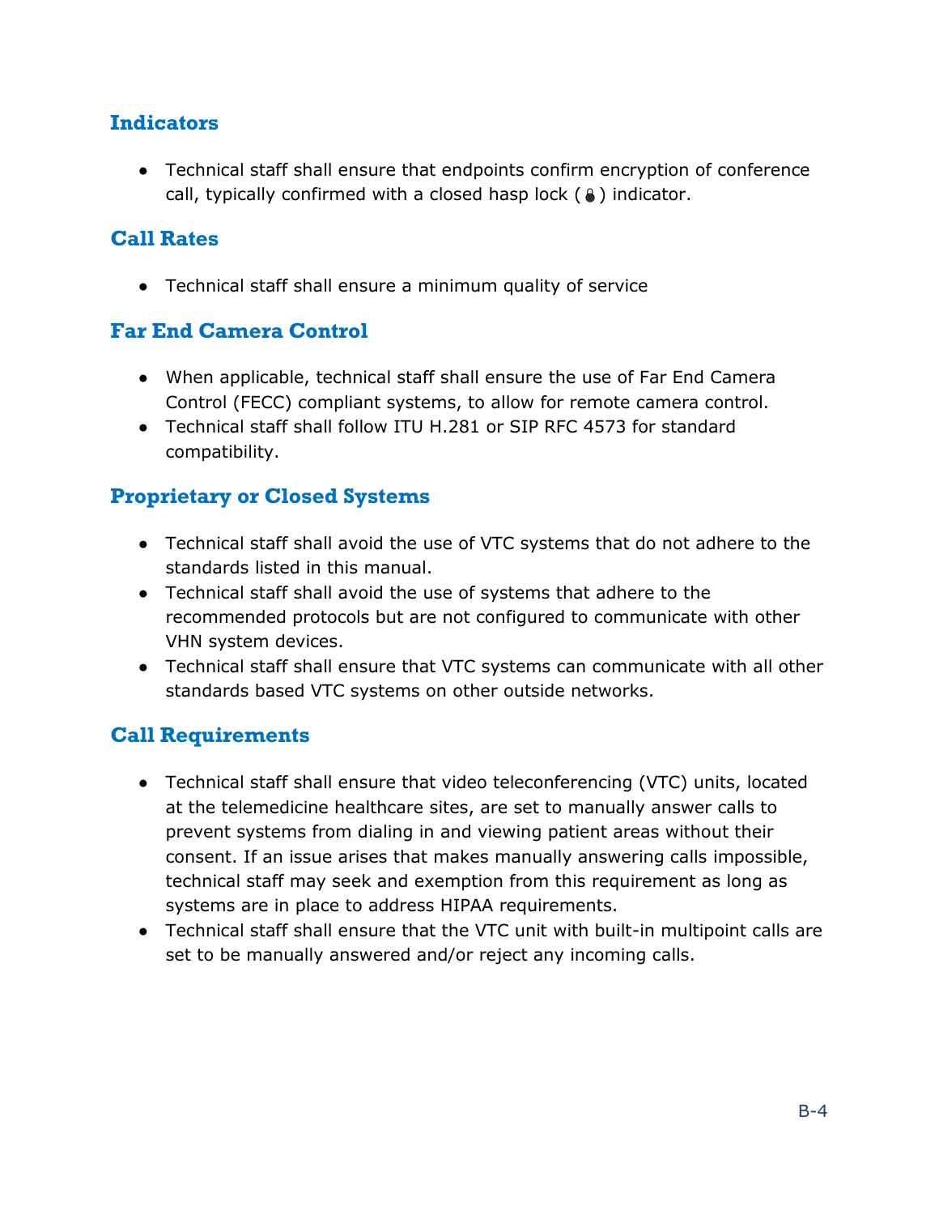### Indicators

- Technical staff shall ensure that endpoints confirm encryption of conference call, typically confirmed with a closed hasp lock (🔒) indicator.

### Call Rates

- Technical staff shall ensure a minimum quality of service

### Far End Camera Control

- When applicable, technical staff shall ensure the use of Far End Camera Control (FECC) compliant systems, to allow for remote camera control.
- Technical staff shall follow ITU H.281 or SIP RFC 4573 for standard compatibility.

### Proprietary or Closed Systems

- Technical staff shall avoid the use of VTC systems that do not adhere to the standards listed in this manual.
- Technical staff shall avoid the use of systems that adhere to the recommended protocols but are not configured to communicate with other VHN system devices.
- Technical staff shall ensure that VTC systems can communicate with all other standards based VTC systems on other outside networks.

### Call Requirements

- Technical staff shall ensure that video teleconferencing (VTC) units, located at the telemedicine healthcare sites, are set to manually answer calls to prevent systems from dialing in and viewing patient areas without their consent. If an issue arises that makes manually answering calls impossible, technical staff may seek and exemption from this requirement as long as systems are in place to address HIPAA requirements.
- Technical staff shall ensure that the VTC unit with built-in multipoint calls are set to be manually answered and/or reject any incoming calls.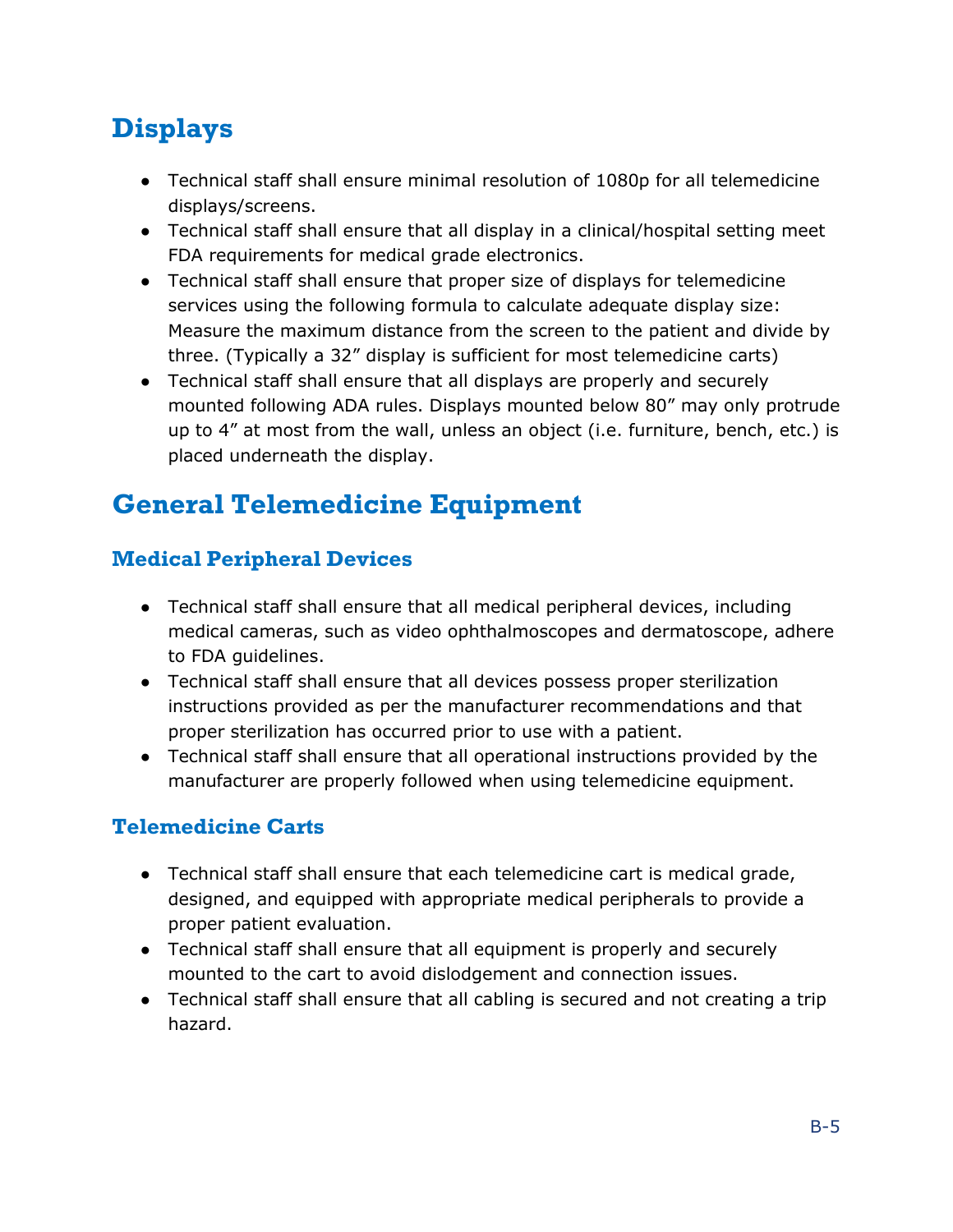# Displays

- Technical staff shall ensure minimal resolution of 1080p for all telemedicine displays/screens.
- Technical staff shall ensure that all display in a clinical/hospital setting meet FDA requirements for medical grade electronics.
- Technical staff shall ensure that proper size of displays for telemedicine services using the following formula to calculate adequate display size: Measure the maximum distance from the screen to the patient and divide by three. (Typically a 32" display is sufficient for most telemedicine carts)
- Technical staff shall ensure that all displays are properly and securely mounted following ADA rules. Displays mounted below 80" may only protrude up to 4" at most from the wall, unless an object (i.e. furniture, bench, etc.) is placed underneath the display.

# General Telemedicine Equipment

## Medical Peripheral Devices

- Technical staff shall ensure that all medical peripheral devices, including medical cameras, such as video ophthalmoscopes and dermatoscope, adhere to FDA guidelines.
- Technical staff shall ensure that all devices possess proper sterilization instructions provided as per the manufacturer recommendations and that proper sterilization has occurred prior to use with a patient.
- Technical staff shall ensure that all operational instructions provided by the manufacturer are properly followed when using telemedicine equipment.

## Telemedicine Carts

- Technical staff shall ensure that each telemedicine cart is medical grade, designed, and equipped with appropriate medical peripherals to provide a proper patient evaluation.
- Technical staff shall ensure that all equipment is properly and securely mounted to the cart to avoid dislodgement and connection issues.
- Technical staff shall ensure that all cabling is secured and not creating a trip hazard.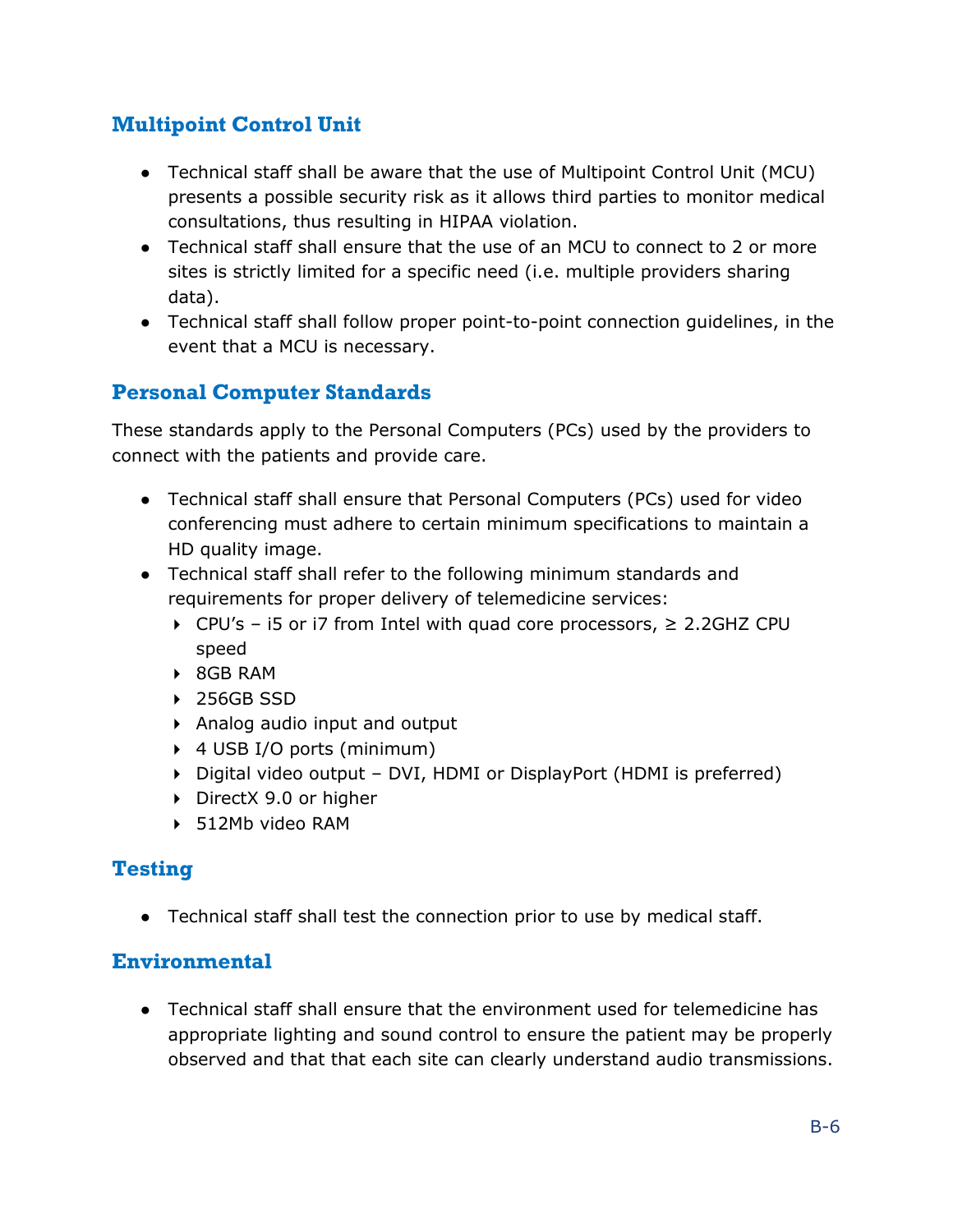## Multipoint Control Unit

- Technical staff shall be aware that the use of Multipoint Control Unit (MCU) presents a possible security risk as it allows third parties to monitor medical consultations, thus resulting in HIPAA violation.
- Technical staff shall ensure that the use of an MCU to connect to 2 or more sites is strictly limited for a specific need (i.e. multiple providers sharing data).
- Technical staff shall follow proper point-to-point connection guidelines, in the event that a MCU is necessary.

## Personal Computer Standards

These standards apply to the Personal Computers (PCs) used by the providers to connect with the patients and provide care.

- Technical staff shall ensure that Personal Computers (PCs) used for video conferencing must adhere to certain minimum specifications to maintain a HD quality image.
- Technical staff shall refer to the following minimum standards and requirements for proper delivery of telemedicine services:
  - CPU's – i5 or i7 from Intel with quad core processors, ≥ 2.2GHZ CPU speed
  - 8GB RAM
  - 256GB SSD
  - Analog audio input and output
  - 4 USB I/O ports (minimum)
  - Digital video output – DVI, HDMI or DisplayPort (HDMI is preferred)
  - DirectX 9.0 or higher
  - 512Mb video RAM

## Testing

- Technical staff shall test the connection prior to use by medical staff.

## Environmental

- Technical staff shall ensure that the environment used for telemedicine has appropriate lighting and sound control to ensure the patient may be properly observed and that that each site can clearly understand audio transmissions.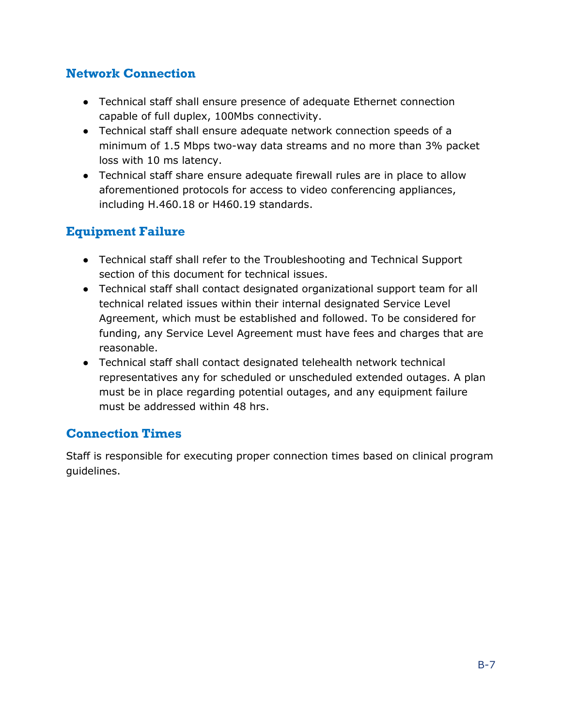## Network Connection

- Technical staff shall ensure presence of adequate Ethernet connection capable of full duplex, 100Mbs connectivity.
- Technical staff shall ensure adequate network connection speeds of a minimum of 1.5 Mbps two-way data streams and no more than 3% packet loss with 10 ms latency.
- Technical staff share ensure adequate firewall rules are in place to allow aforementioned protocols for access to video conferencing appliances, including H.460.18 or H460.19 standards.

## Equipment Failure

- Technical staff shall refer to the Troubleshooting and Technical Support section of this document for technical issues.
- Technical staff shall contact designated organizational support team for all technical related issues within their internal designated Service Level Agreement, which must be established and followed. To be considered for funding, any Service Level Agreement must have fees and charges that are reasonable.
- Technical staff shall contact designated telehealth network technical representatives any for scheduled or unscheduled extended outages. A plan must be in place regarding potential outages, and any equipment failure must be addressed within 48 hrs.

## Connection Times

Staff is responsible for executing proper connection times based on clinical program guidelines.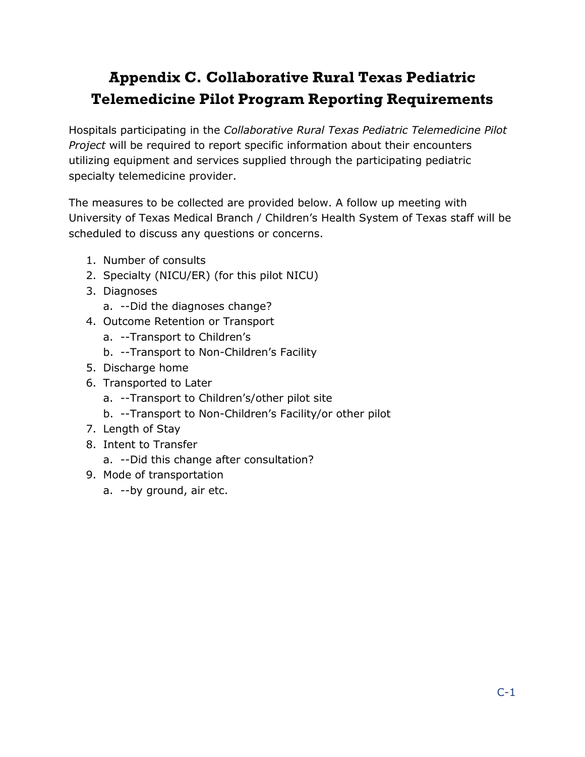# Appendix C. Collaborative Rural Texas Pediatric Telemedicine Pilot Program Reporting Requirements

Hospitals participating in the *Collaborative Rural Texas Pediatric Telemedicine Pilot Project* will be required to report specific information about their encounters utilizing equipment and services supplied through the participating pediatric specialty telemedicine provider.

The measures to be collected are provided below. A follow up meeting with University of Texas Medical Branch / Children's Health System of Texas staff will be scheduled to discuss any questions or concerns.

1. Number of consults
2. Specialty (NICU/ER) (for this pilot NICU)
3. Diagnoses
   a. --Did the diagnoses change?
4. Outcome Retention or Transport
   a. --Transport to Children's
   b. --Transport to Non-Children's Facility
5. Discharge home
6. Transported to Later
   a. --Transport to Children's/other pilot site
   b. --Transport to Non-Children's Facility/or other pilot
7. Length of Stay
8. Intent to Transfer
   a. --Did this change after consultation?
9. Mode of transportation
   a. --by ground, air etc.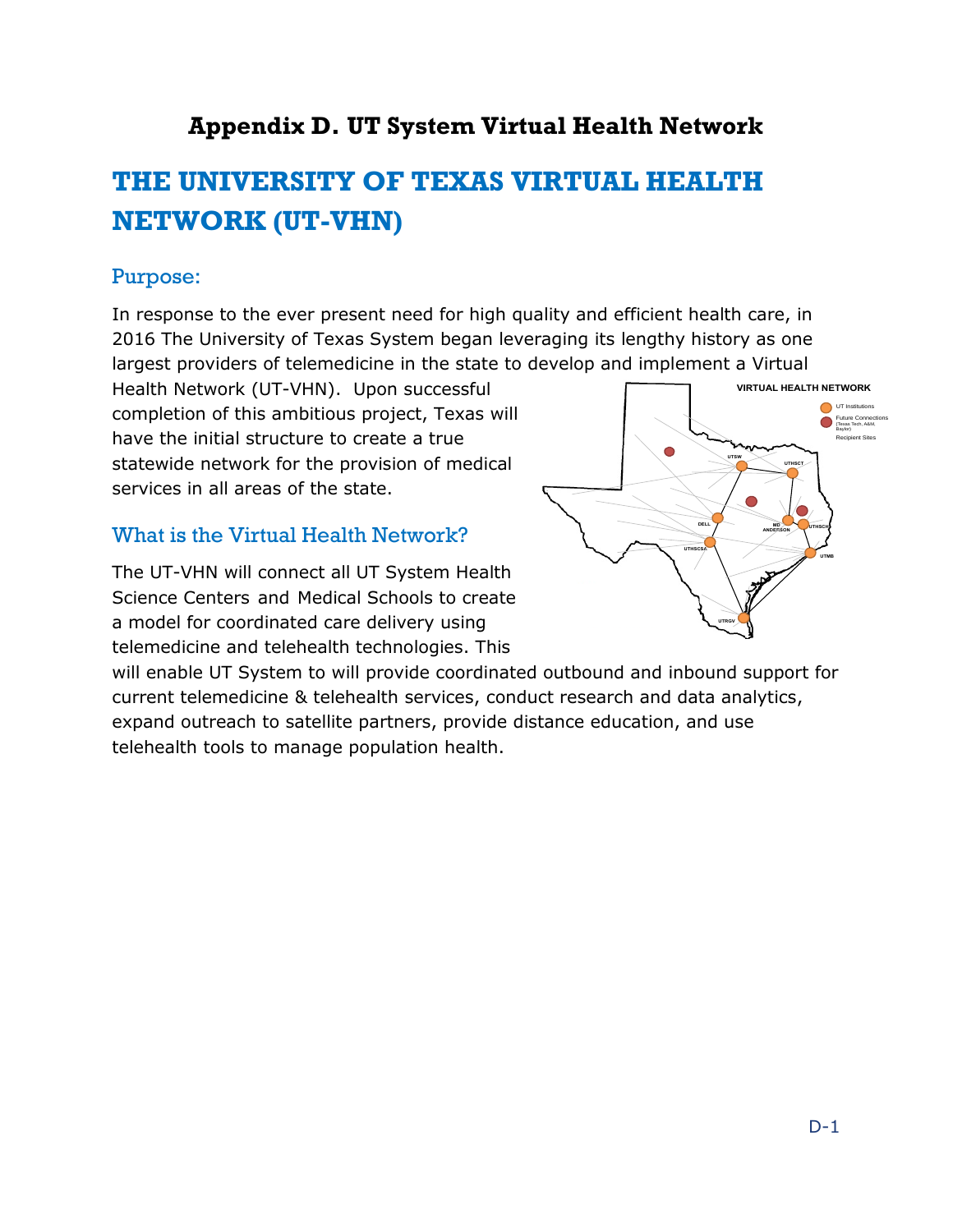# Appendix D. UT System Virtual Health Network

## THE UNIVERSITY OF TEXAS VIRTUAL HEALTH NETWORK (UT-VHN)

### Purpose:

In response to the ever present need for high quality and efficient health care, in 2016 The University of Texas System began leveraging its lengthy history as one largest providers of telemedicine in the state to develop and implement a Virtual Health Network (UT-VHN). Upon successful completion of this ambitious project, Texas will have the initial structure to create a true statewide network for the provision of medical services in all areas of the state.

### What is the Virtual Health Network?

The UT-VHN will connect all UT System Health Science Centers and Medical Schools to create a model for coordinated care delivery using telemedicine and telehealth technologies. This will enable UT System to will provide coordinated outbound and inbound support for current telemedicine & telehealth services, conduct research and data analytics, expand outreach to satellite partners, provide distance education, and use telehealth tools to manage population health.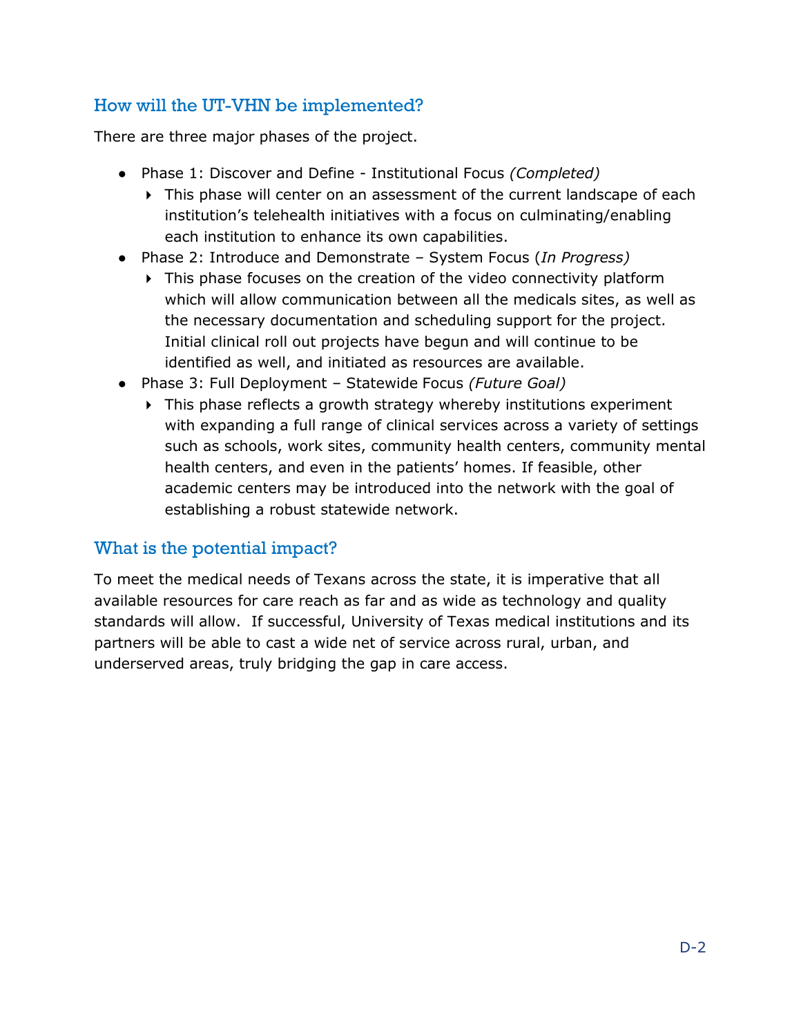## How will the UT-VHN be implemented?

There are three major phases of the project.

- Phase 1: Discover and Define - Institutional Focus *(Completed)*
  - This phase will center on an assessment of the current landscape of each institution's telehealth initiatives with a focus on culminating/enabling each institution to enhance its own capabilities.
- Phase 2: Introduce and Demonstrate – System Focus (*In Progress)*
  - This phase focuses on the creation of the video connectivity platform which will allow communication between all the medicals sites, as well as the necessary documentation and scheduling support for the project. Initial clinical roll out projects have begun and will continue to be identified as well, and initiated as resources are available.
- Phase 3: Full Deployment – Statewide Focus *(Future Goal)*
  - This phase reflects a growth strategy whereby institutions experiment with expanding a full range of clinical services across a variety of settings such as schools, work sites, community health centers, community mental health centers, and even in the patients' homes. If feasible, other academic centers may be introduced into the network with the goal of establishing a robust statewide network.

## What is the potential impact?

To meet the medical needs of Texans across the state, it is imperative that all available resources for care reach as far and as wide as technology and quality standards will allow. If successful, University of Texas medical institutions and its partners will be able to cast a wide net of service across rural, urban, and underserved areas, truly bridging the gap in care access.